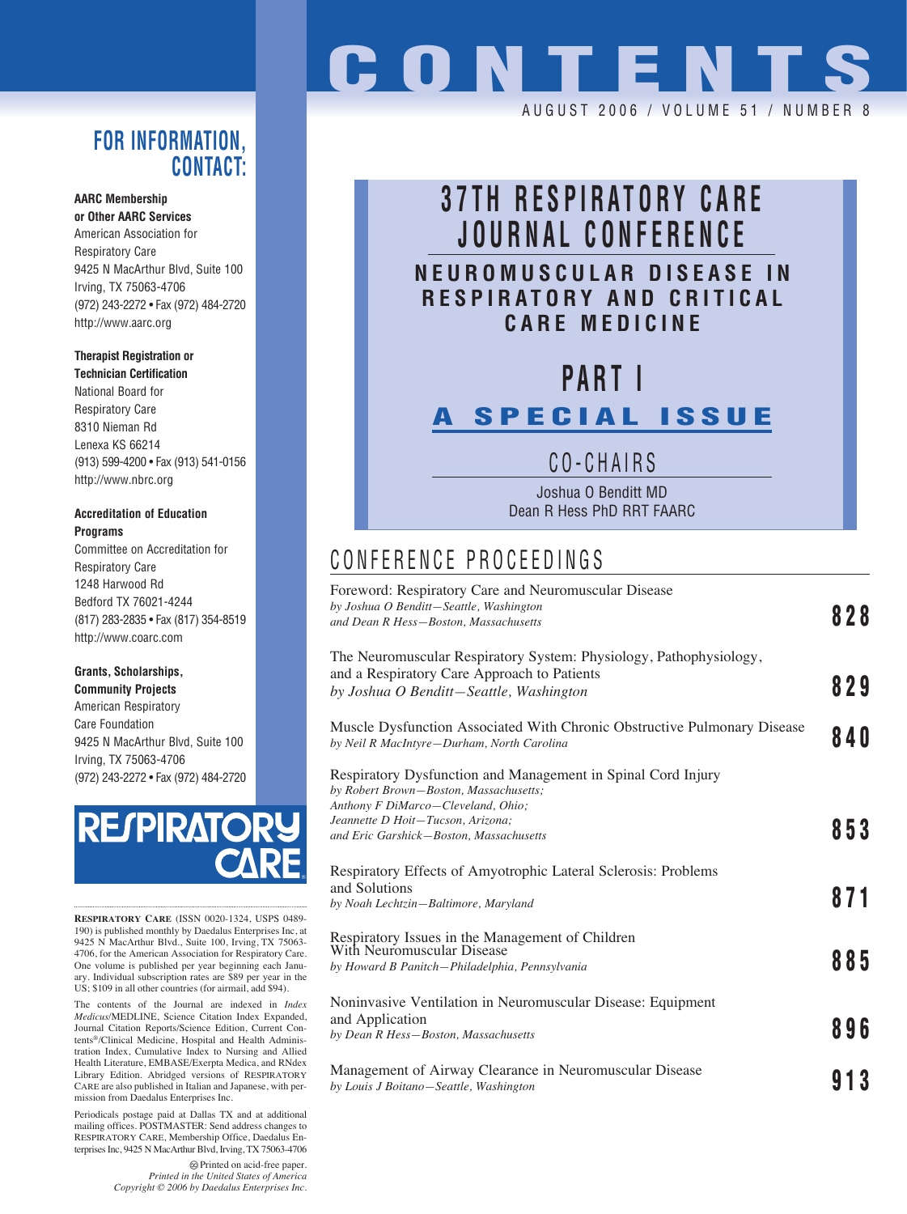# CONTENTS

AUGUST 2006 / VOLUME 51 / NUMBER 8

## 37TH RESPIRATORY CARE JOURNAL CONFERENCE

### NEUROMUSCULAR DISEASE IN RESPIRATORY AND CRITICAL CARE MEDICINE

## PART I

### A SPECIAL ISSUE

CO-CHAIRS

Joshua O Benditt MD
Dean R Hess PhD RRT FAARC

## CONFERENCE PROCEEDINGS

Foreword: Respiratory Care and Neuromuscular Disease
*by Joshua O Benditt—Seattle, Washington*
*and Dean R Hess—Boston, Massachusetts* **828**

The Neuromuscular Respiratory System: Physiology, Pathophysiology, and a Respiratory Care Approach to Patients
*by Joshua O Benditt—Seattle, Washington* **829**

Muscle Dysfunction Associated With Chronic Obstructive Pulmonary Disease
*by Neil R MacIntyre—Durham, North Carolina* **840**

Respiratory Dysfunction and Management in Spinal Cord Injury
*by Robert Brown—Boston, Massachusetts;*
*Anthony F DiMarco—Cleveland, Ohio;*
*Jeannette D Hoit—Tucson, Arizona;*
*and Eric Garshick—Boston, Massachusetts* **853**

Respiratory Effects of Amyotrophic Lateral Sclerosis: Problems and Solutions
*by Noah Lechtzin—Baltimore, Maryland* **871**

Respiratory Issues in the Management of Children With Neuromuscular Disease
*by Howard B Panitch—Philadelphia, Pennsylvania* **885**

Noninvasive Ventilation in Neuromuscular Disease: Equipment and Application
*by Dean R Hess—Boston, Massachusetts* **896**

Management of Airway Clearance in Neuromuscular Disease
*by Louis J Boitano—Seattle, Washington* **913**

## FOR INFORMATION, CONTACT:

**AARC Membership or Other AARC Services**
American Association for Respiratory Care
9425 N MacArthur Blvd, Suite 100
Irving, TX 75063-4706
(972) 243-2272 • Fax (972) 484-2720
http://www.aarc.org

**Therapist Registration or Technician Certification**
National Board for Respiratory Care
8310 Nieman Rd
Lenexa KS 66214
(913) 599-4200 • Fax (913) 541-0156
http://www.nbrc.org

**Accreditation of Education Programs**
Committee on Accreditation for Respiratory Care
1248 Harwood Rd
Bedford TX 76021-4244
(817) 283-2835 • Fax (817) 354-8519
http://www.coarc.com

**Grants, Scholarships, Community Projects**
American Respiratory Care Foundation
9425 N MacArthur Blvd, Suite 100
Irving, TX 75063-4706
(972) 243-2272 • Fax (972) 484-2720

RESPIRATORY CARE

**RESPIRATORY CARE** (ISSN 0020-1324, USPS 0489-190) is published monthly by Daedalus Enterprises Inc, at 9425 N MacArthur Blvd., Suite 100, Irving, TX 75063-4706, for the American Association for Respiratory Care. One volume is published per year beginning each January. Individual subscription rates are $89 per year in the US; $109 in all other countries (for airmail, add $94).

The contents of the Journal are indexed in *Index Medicus*/MEDLINE, Science Citation Index Expanded, Journal Citation Reports/Science Edition, Current Contents®/Clinical Medicine, Hospital and Health Administration Index, Cumulative Index to Nursing and Allied Health Literature, EMBASE/Exerpta Medica, and RNdex Library Edition. Abridged versions of RESPIRATORY CARE are also published in Italian and Japanese, with permission from Daedalus Enterprises Inc.

Periodicals postage paid at Dallas TX and at additional mailing offices. POSTMASTER: Send address changes to RESPIRATORY CARE, Membership Office, Daedalus Enterprises Inc, 9425 N MacArthur Blvd, Irving, TX 75063-4706

Printed on acid-free paper.
*Printed in the United States of America*
*Copyright © 2006 by Daedalus Enterprises Inc.*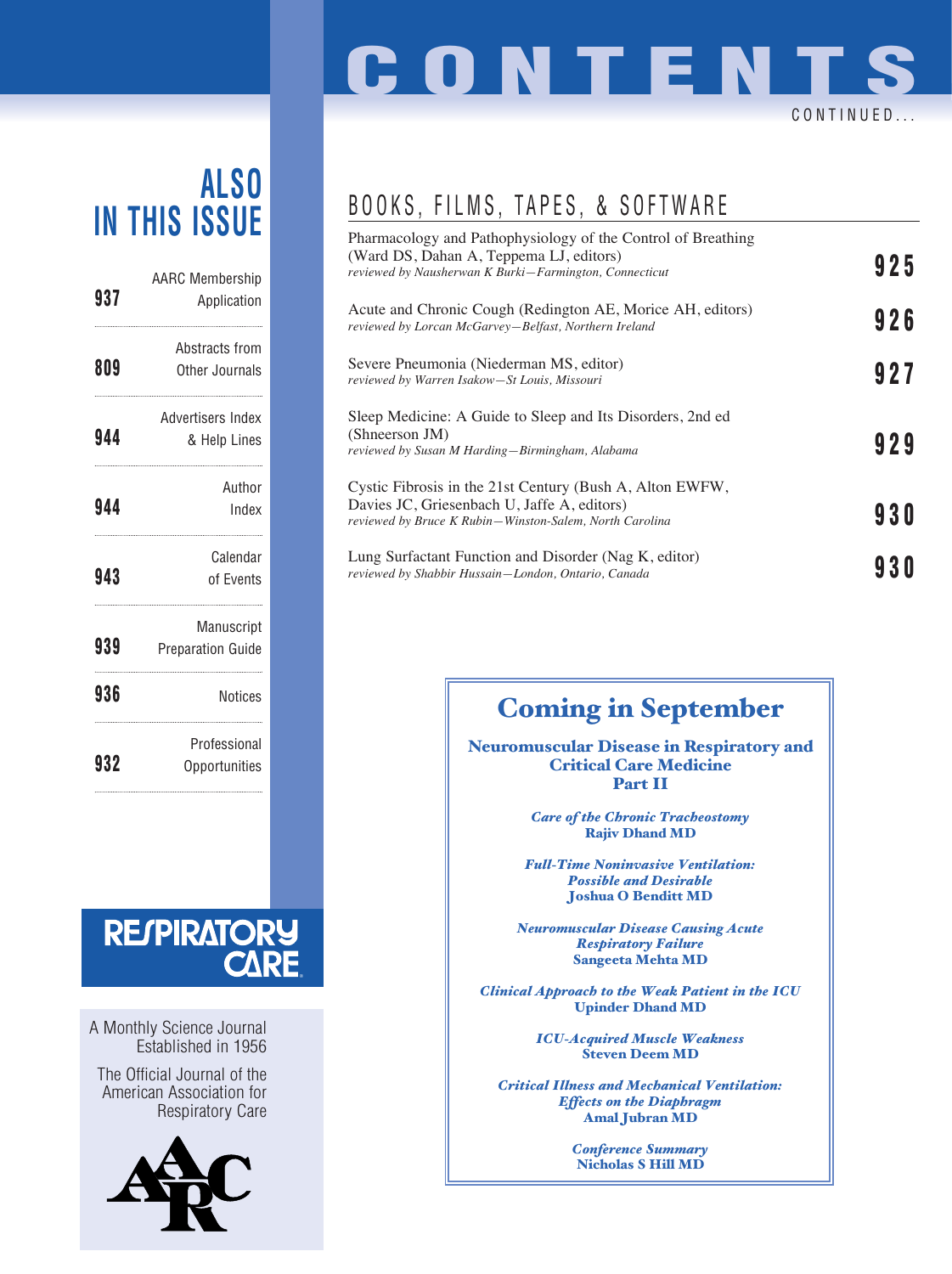# CONTENTS

CONTINUED...

## ALSO IN THIS ISSUE

| | |
|---|---|
| 937 | AARC Membership Application |
| 809 | Abstracts from Other Journals |
| 944 | Advertisers Index & Help Lines |
| 944 | Author Index |
| 943 | Calendar of Events |
| 939 | Manuscript Preparation Guide |
| 936 | Notices |
| 932 | Professional Opportunities |

RESPIRATORY CARE

A Monthly Science Journal Established in 1956

The Official Journal of the American Association for Respiratory Care

## BOOKS, FILMS, TAPES, & SOFTWARE

Pharmacology and Pathophysiology of the Control of Breathing (Ward DS, Dahan A, Teppema LJ, editors)
*reviewed by Nausherwan K Burki—Farmington, Connecticut* — **925**

Acute and Chronic Cough (Redington AE, Morice AH, editors)
*reviewed by Lorcan McGarvey—Belfast, Northern Ireland* — **926**

Severe Pneumonia (Niederman MS, editor)
*reviewed by Warren Isakow—St Louis, Missouri* — **927**

Sleep Medicine: A Guide to Sleep and Its Disorders, 2nd ed (Shneerson JM)
*reviewed by Susan M Harding—Birmingham, Alabama* — **929**

Cystic Fibrosis in the 21st Century (Bush A, Alton EWFW, Davies JC, Griesenbach U, Jaffe A, editors)
*reviewed by Bruce K Rubin—Winston-Salem, North Carolina* — **930**

Lung Surfactant Function and Disorder (Nag K, editor)
*reviewed by Shabbir Hussain—London, Ontario, Canada* — **930**

## Coming in September

**Neuromuscular Disease in Respiratory and Critical Care Medicine Part II**

***Care of the Chronic Tracheostomy***
**Rajiv Dhand MD**

***Full-Time Noninvasive Ventilation: Possible and Desirable***
**Joshua O Benditt MD**

***Neuromuscular Disease Causing Acute Respiratory Failure***
**Sangeeta Mehta MD**

***Clinical Approach to the Weak Patient in the ICU***
**Upinder Dhand MD**

***ICU-Acquired Muscle Weakness***
**Steven Deem MD**

***Critical Illness and Mechanical Ventilation: Effects on the Diaphragm***
**Amal Jubran MD**

***Conference Summary***
**Nicholas S Hill MD**